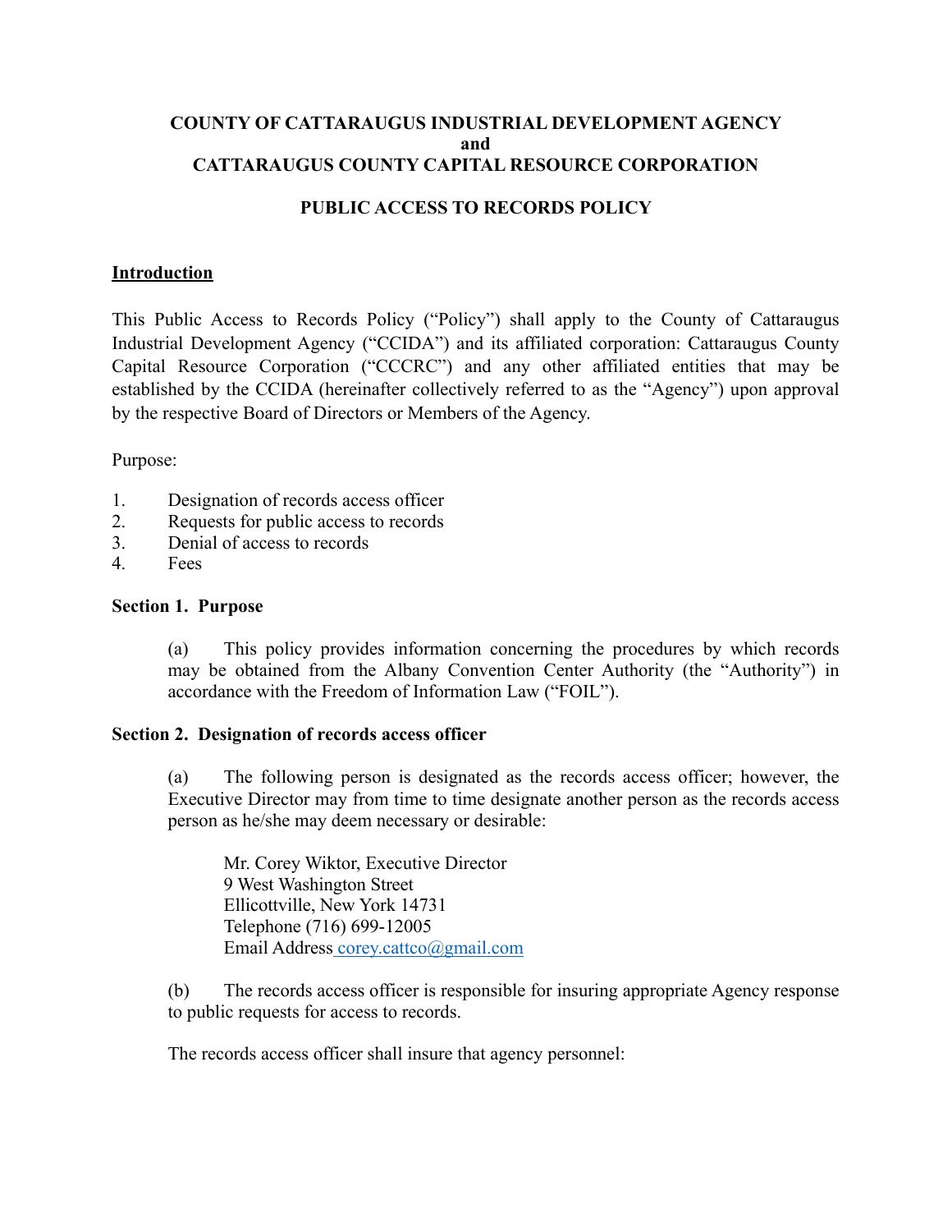**COUNTY OF CATTARAUGUS INDUSTRIAL DEVELOPMENT AGENCY**
**and**
**CATTARAUGUS COUNTY CAPITAL RESOURCE CORPORATION**

**PUBLIC ACCESS TO RECORDS POLICY**

**Introduction**

This Public Access to Records Policy ("Policy") shall apply to the County of Cattaraugus Industrial Development Agency ("CCIDA") and its affiliated corporation: Cattaraugus County Capital Resource Corporation ("CCCRC") and any other affiliated entities that may be established by the CCIDA (hereinafter collectively referred to as the "Agency") upon approval by the respective Board of Directors or Members of the Agency.

Purpose:

1. Designation of records access officer
2. Requests for public access to records
3. Denial of access to records
4. Fees

**Section 1. Purpose**

(a) This policy provides information concerning the procedures by which records may be obtained from the Albany Convention Center Authority (the "Authority") in accordance with the Freedom of Information Law ("FOIL").

**Section 2. Designation of records access officer**

(a) The following person is designated as the records access officer; however, the Executive Director may from time to time designate another person as the records access person as he/she may deem necessary or desirable:

Mr. Corey Wiktor, Executive Director
9 West Washington Street
Ellicottville, New York 14731
Telephone (716) 699-12005
Email Address corey.cattco@gmail.com

(b) The records access officer is responsible for insuring appropriate Agency response to public requests for access to records.

The records access officer shall insure that agency personnel: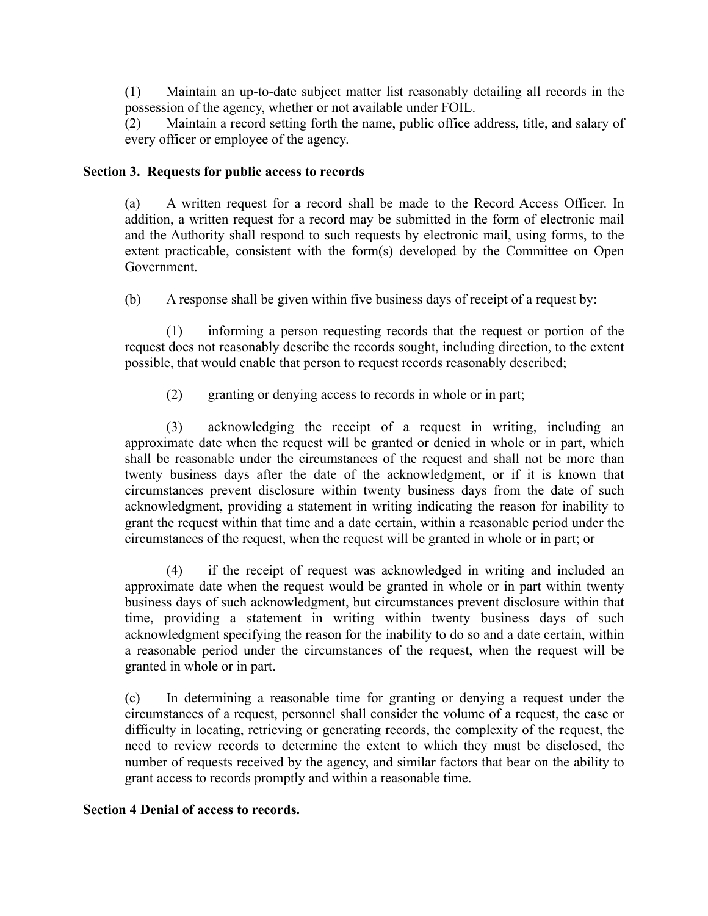(1) Maintain an up-to-date subject matter list reasonably detailing all records in the possession of the agency, whether or not available under FOIL.

(2) Maintain a record setting forth the name, public office address, title, and salary of every officer or employee of the agency.

**Section 3. Requests for public access to records**

(a) A written request for a record shall be made to the Record Access Officer. In addition, a written request for a record may be submitted in the form of electronic mail and the Authority shall respond to such requests by electronic mail, using forms, to the extent practicable, consistent with the form(s) developed by the Committee on Open Government.

(b) A response shall be given within five business days of receipt of a request by:

(1) informing a person requesting records that the request or portion of the request does not reasonably describe the records sought, including direction, to the extent possible, that would enable that person to request records reasonably described;

(2) granting or denying access to records in whole or in part;

(3) acknowledging the receipt of a request in writing, including an approximate date when the request will be granted or denied in whole or in part, which shall be reasonable under the circumstances of the request and shall not be more than twenty business days after the date of the acknowledgment, or if it is known that circumstances prevent disclosure within twenty business days from the date of such acknowledgment, providing a statement in writing indicating the reason for inability to grant the request within that time and a date certain, within a reasonable period under the circumstances of the request, when the request will be granted in whole or in part; or

(4) if the receipt of request was acknowledged in writing and included an approximate date when the request would be granted in whole or in part within twenty business days of such acknowledgment, but circumstances prevent disclosure within that time, providing a statement in writing within twenty business days of such acknowledgment specifying the reason for the inability to do so and a date certain, within a reasonable period under the circumstances of the request, when the request will be granted in whole or in part.

(c) In determining a reasonable time for granting or denying a request under the circumstances of a request, personnel shall consider the volume of a request, the ease or difficulty in locating, retrieving or generating records, the complexity of the request, the need to review records to determine the extent to which they must be disclosed, the number of requests received by the agency, and similar factors that bear on the ability to grant access to records promptly and within a reasonable time.

**Section 4 Denial of access to records.**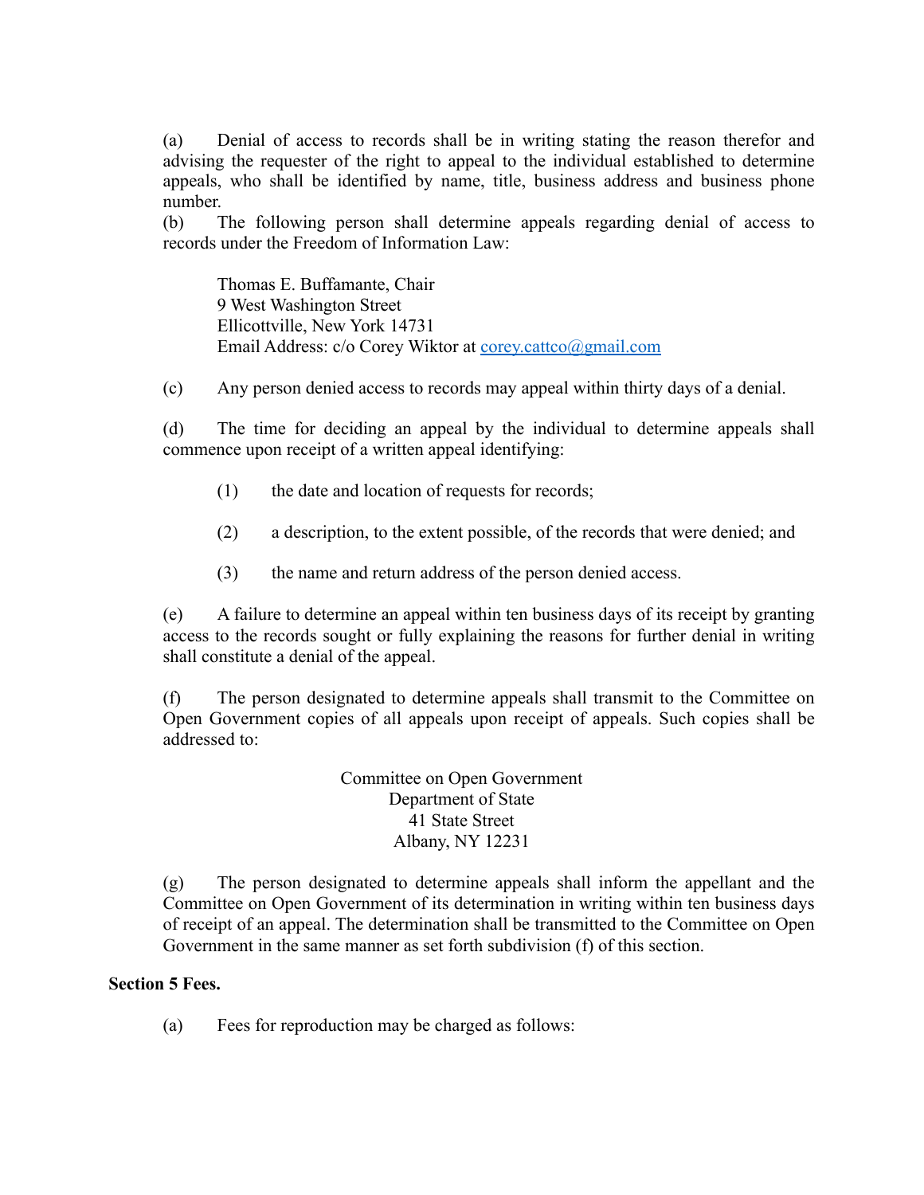(a) Denial of access to records shall be in writing stating the reason therefor and advising the requester of the right to appeal to the individual established to determine appeals, who shall be identified by name, title, business address and business phone number.

(b) The following person shall determine appeals regarding denial of access to records under the Freedom of Information Law:

> Thomas E. Buffamante, Chair
> 9 West Washington Street
> Ellicottville, New York 14731
> Email Address: c/o Corey Wiktor at corey.cattco@gmail.com

(c) Any person denied access to records may appeal within thirty days of a denial.

(d) The time for deciding an appeal by the individual to determine appeals shall commence upon receipt of a written appeal identifying:

> (1) the date and location of requests for records;
>
> (2) a description, to the extent possible, of the records that were denied; and
>
> (3) the name and return address of the person denied access.

(e) A failure to determine an appeal within ten business days of its receipt by granting access to the records sought or fully explaining the reasons for further denial in writing shall constitute a denial of the appeal.

(f) The person designated to determine appeals shall transmit to the Committee on Open Government copies of all appeals upon receipt of appeals. Such copies shall be addressed to:

> Committee on Open Government
> Department of State
> 41 State Street
> Albany, NY 12231

(g) The person designated to determine appeals shall inform the appellant and the Committee on Open Government of its determination in writing within ten business days of receipt of an appeal. The determination shall be transmitted to the Committee on Open Government in the same manner as set forth subdivision (f) of this section.

**Section 5 Fees.**

(a) Fees for reproduction may be charged as follows: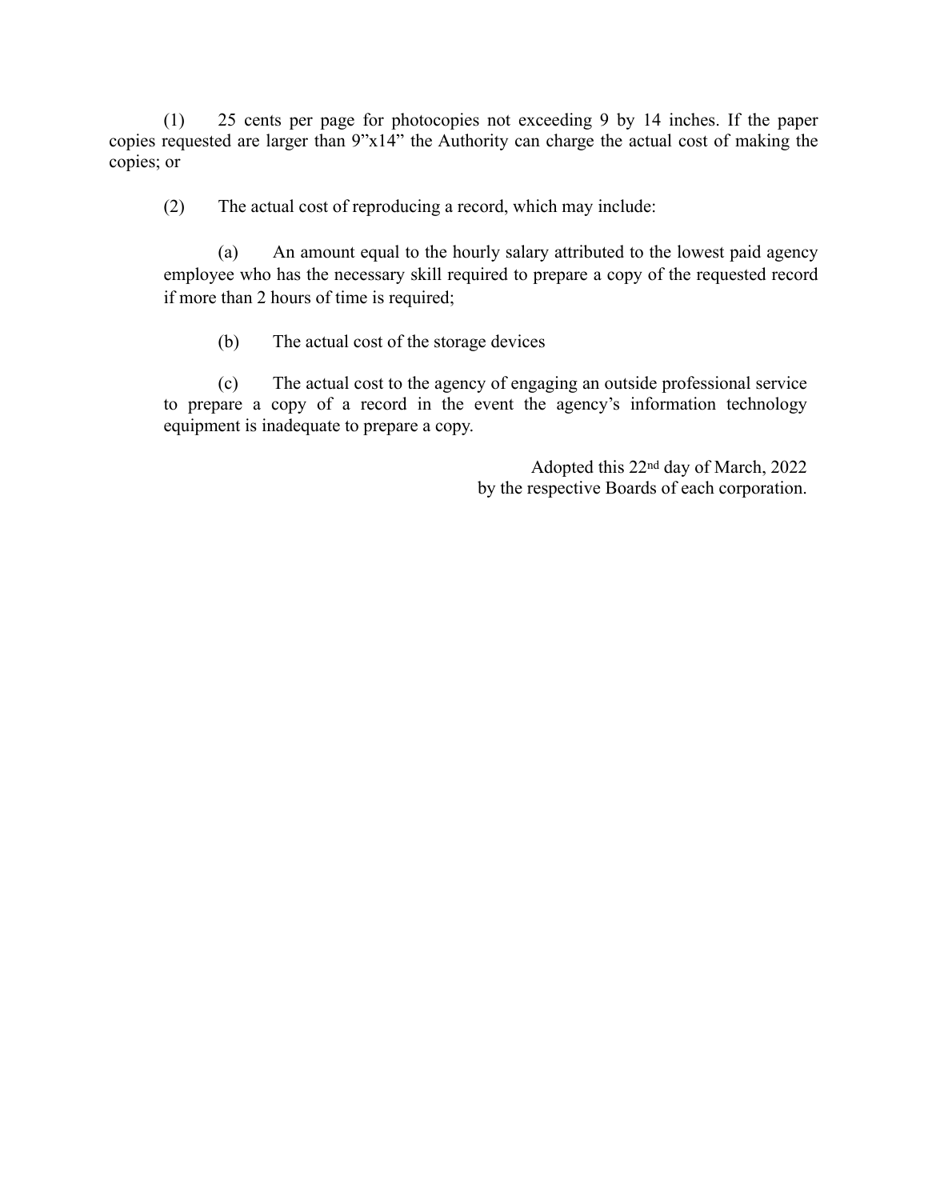(1) 25 cents per page for photocopies not exceeding 9 by 14 inches. If the paper copies requested are larger than 9”x14” the Authority can charge the actual cost of making the copies; or

(2) The actual cost of reproducing a record, which may include:

(a) An amount equal to the hourly salary attributed to the lowest paid agency employee who has the necessary skill required to prepare a copy of the requested record if more than 2 hours of time is required;

(b) The actual cost of the storage devices

(c) The actual cost to the agency of engaging an outside professional service to prepare a copy of a record in the event the agency’s information technology equipment is inadequate to prepare a copy.

Adopted this 22nd day of March, 2022
by the respective Boards of each corporation.